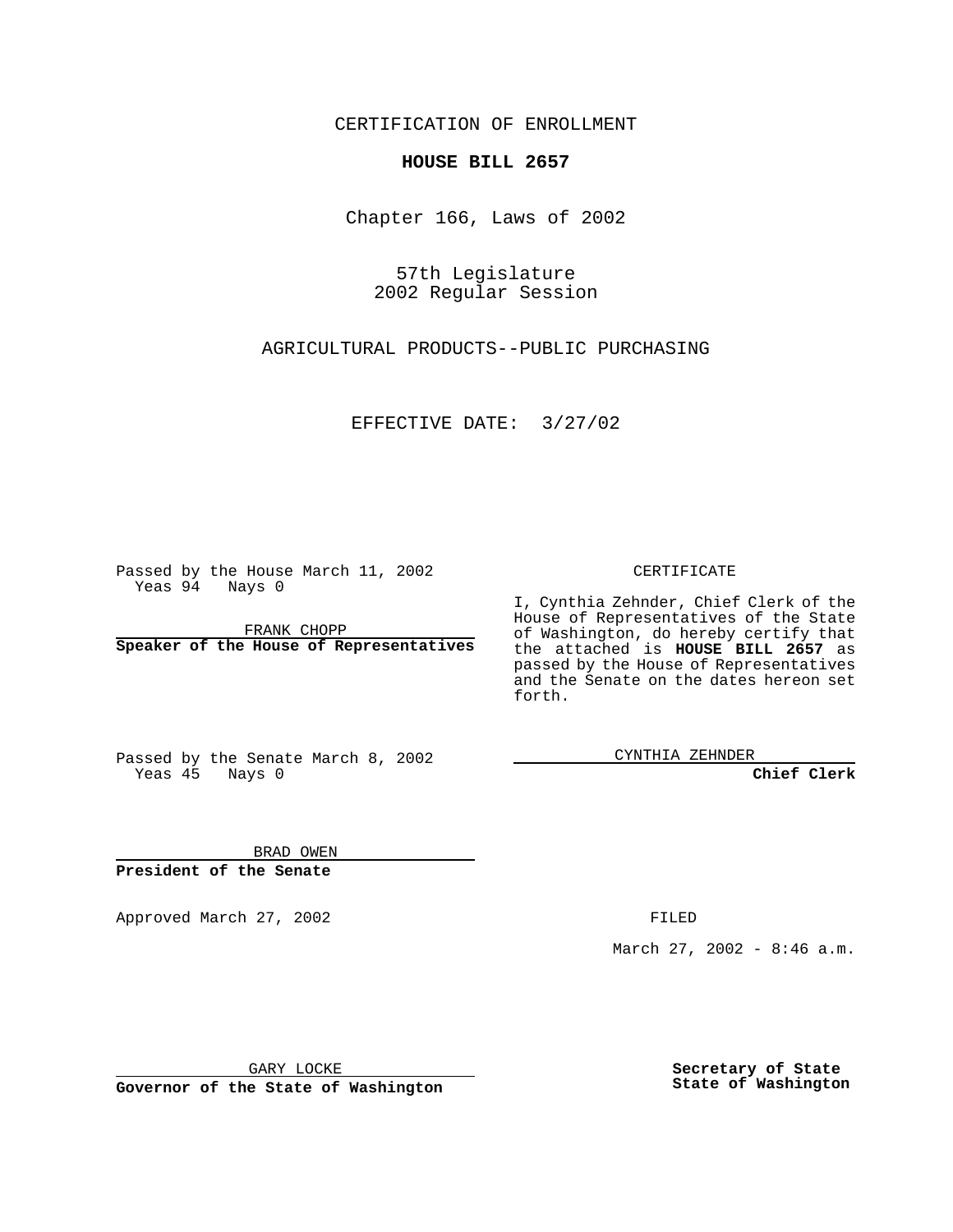CERTIFICATION OF ENROLLMENT

**HOUSE BILL 2657**

Chapter 166, Laws of 2002

57th Legislature
2002 Regular Session

AGRICULTURAL PRODUCTS--PUBLIC PURCHASING

EFFECTIVE DATE: 3/27/02

Passed by the House March 11, 2002
Yeas 94 Nays 0

FRANK CHOPP
**Speaker of the House of Representatives**

Passed by the Senate March 8, 2002
Yeas 45 Nays 0

BRAD OWEN
**President of the Senate**

CERTIFICATE

I, Cynthia Zehnder, Chief Clerk of the House of Representatives of the State of Washington, do hereby certify that the attached is **HOUSE BILL 2657** as passed by the House of Representatives and the Senate on the dates hereon set forth.

CYNTHIA ZEHNDER
**Chief Clerk**

Approved March 27, 2002

FILED

March 27, 2002 - 8:46 a.m.

GARY LOCKE
**Governor of the State of Washington**

**Secretary of State**
**State of Washington**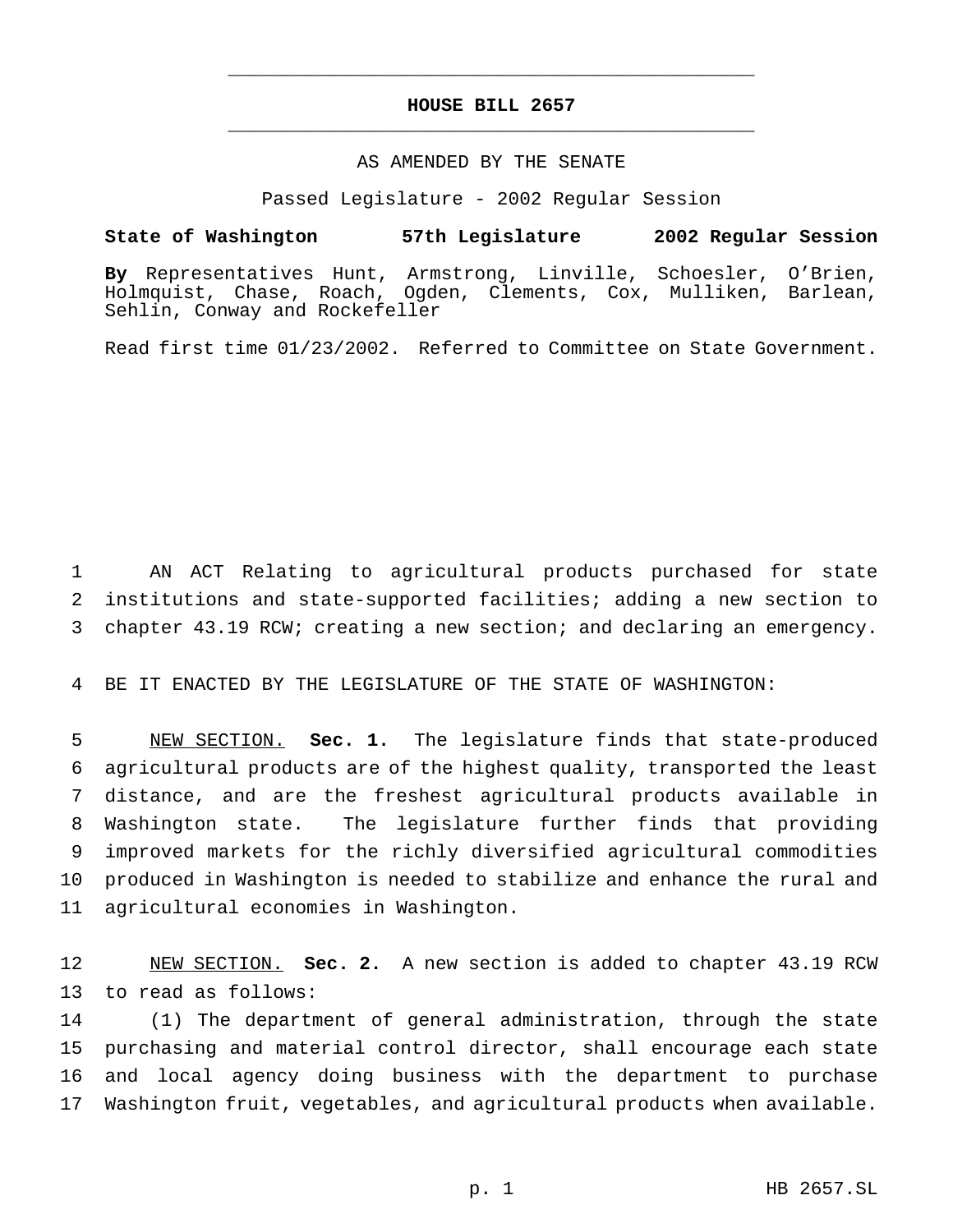# HOUSE BILL 2657

AS AMENDED BY THE SENATE

Passed Legislature - 2002 Regular Session

**State of Washington 57th Legislature 2002 Regular Session**

**By** Representatives Hunt, Armstrong, Linville, Schoesler, O'Brien, Holmquist, Chase, Roach, Ogden, Clements, Cox, Mulliken, Barlean, Sehlin, Conway and Rockefeller

Read first time 01/23/2002. Referred to Committee on State Government.

AN ACT Relating to agricultural products purchased for state institutions and state-supported facilities; adding a new section to chapter 43.19 RCW; creating a new section; and declaring an emergency.

BE IT ENACTED BY THE LEGISLATURE OF THE STATE OF WASHINGTON:

NEW SECTION. **Sec. 1.** The legislature finds that state-produced agricultural products are of the highest quality, transported the least distance, and are the freshest agricultural products available in Washington state. The legislature further finds that providing improved markets for the richly diversified agricultural commodities produced in Washington is needed to stabilize and enhance the rural and agricultural economies in Washington.

NEW SECTION. **Sec. 2.** A new section is added to chapter 43.19 RCW to read as follows:

(1) The department of general administration, through the state purchasing and material control director, shall encourage each state and local agency doing business with the department to purchase Washington fruit, vegetables, and agricultural products when available.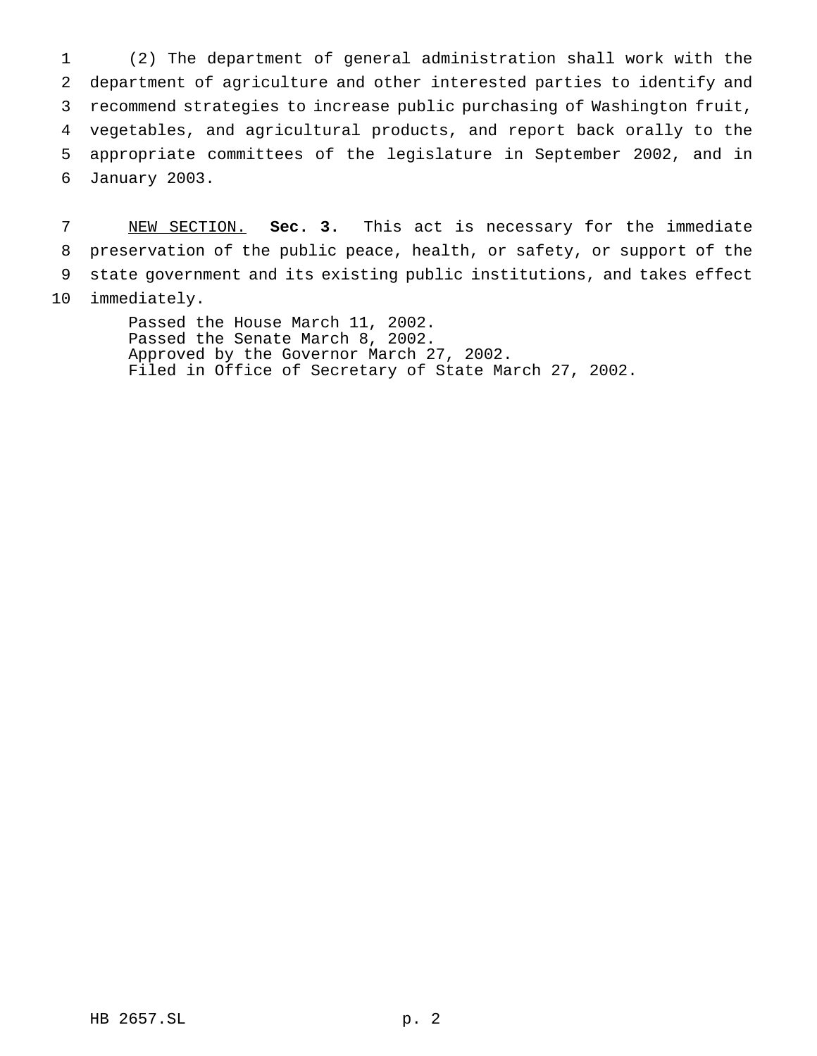(2) The department of general administration shall work with the department of agriculture and other interested parties to identify and recommend strategies to increase public purchasing of Washington fruit, vegetables, and agricultural products, and report back orally to the appropriate committees of the legislature in September 2002, and in January 2003.

NEW SECTION. **Sec. 3.** This act is necessary for the immediate preservation of the public peace, health, or safety, or support of the state government and its existing public institutions, and takes effect immediately.

Passed the House March 11, 2002.
Passed the Senate March 8, 2002.
Approved by the Governor March 27, 2002.
Filed in Office of Secretary of State March 27, 2002.